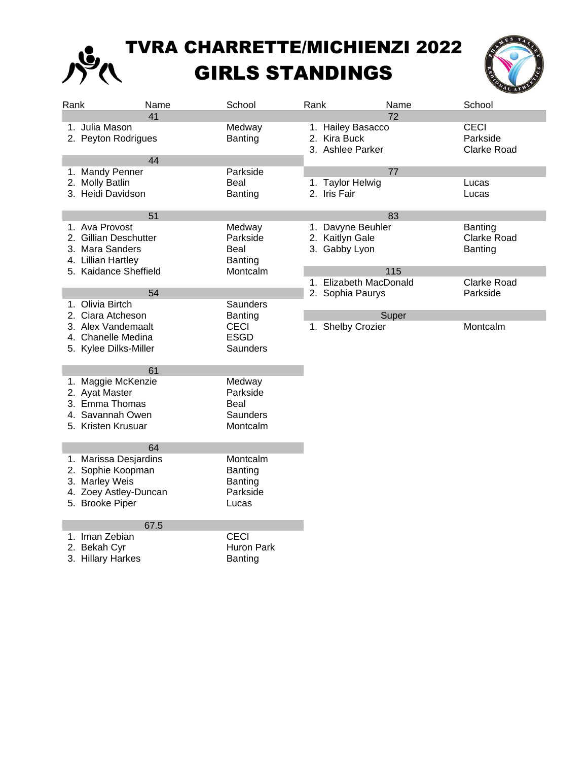# TVRA CHARRETTE/MICHIENZI 2022
# GIRLS STANDINGS

| Rank | Name | School |
|---|---|---|
| **41** | | |
| 1. | Julia Mason | Medway |
| 2. | Peyton Rodrigues | Banting |
| **44** | | |
| 1. | Mandy Penner | Parkside |
| 2. | Molly Batlin | Beal |
| 3. | Heidi Davidson | Banting |
| **51** | | |
| 1. | Ava Provost | Medway |
| 2. | Gillian Deschutter | Parkside |
| 3. | Mara Sanders | Beal |
| 4. | Lillian Hartley | Banting |
| 5. | Kaidance Sheffield | Montcalm |
| **54** | | |
| 1. | Olivia Birtch | Saunders |
| 2. | Ciara Atcheson | Banting |
| 3. | Alex Vandemaalt | CECI |
| 4. | Chanelle Medina | ESGD |
| 5. | Kylee Dilks-Miller | Saunders |
| **61** | | |
| 1. | Maggie McKenzie | Medway |
| 2. | Ayat Master | Parkside |
| 3. | Emma Thomas | Beal |
| 4. | Savannah Owen | Saunders |
| 5. | Kristen Krusuar | Montcalm |
| **64** | | |
| 1. | Marissa Desjardins | Montcalm |
| 2. | Sophie Koopman | Banting |
| 3. | Marley Weis | Banting |
| 4. | Zoey Astley-Duncan | Parkside |
| 5. | Brooke Piper | Lucas |
| **67.5** | | |
| 1. | Iman Zebian | CECI |
| 2. | Bekah Cyr | Huron Park |
| 3. | Hillary Harkes | Banting |
| **72** | | |
| 1. | Hailey Basacco | CECI |
| 2. | Kira Buck | Parkside |
| 3. | Ashlee Parker | Clarke Road |
| **77** | | |
| 1. | Taylor Helwig | Lucas |
| 2. | Iris Fair | Lucas |
| **83** | | |
| 1. | Davyne Beuhler | Banting |
| 2. | Kaitlyn Gale | Clarke Road |
| 3. | Gabby Lyon | Banting |
| **115** | | |
| 1. | Elizabeth MacDonald | Clarke Road |
| 2. | Sophia Paurys | Parkside |
| **Super** | | |
| 1. | Shelby Crozier | Montcalm |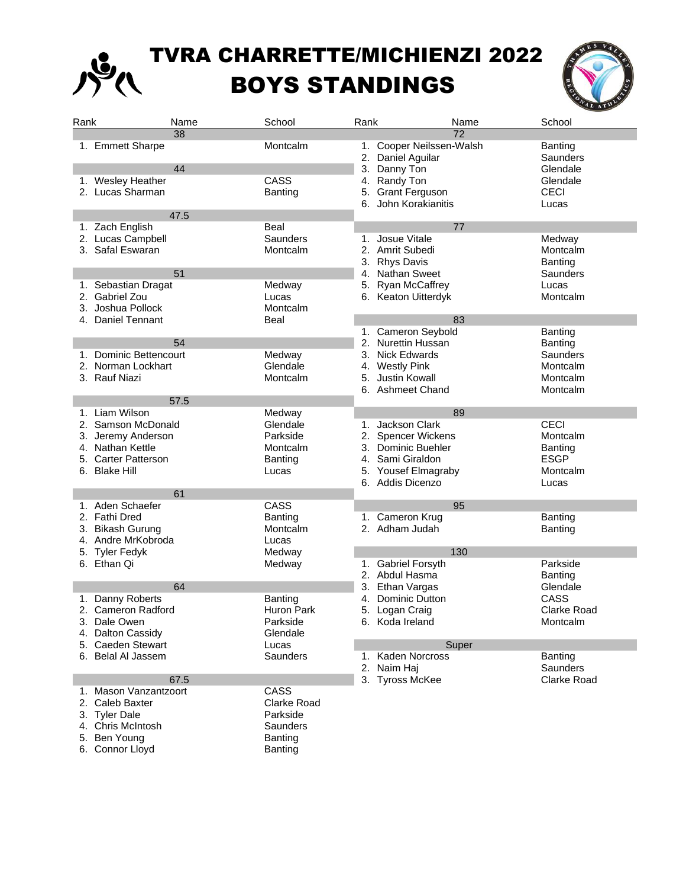# TVRA CHARRETTE/MICHIENZI 2022
# BOYS STANDINGS

### 38

| Rank | Name | School |
|---|---|---|
| 1. | Emmett Sharpe | Montcalm |

### 44

| Rank | Name | School |
|---|---|---|
| 1. | Wesley Heather | CASS |
| 2. | Lucas Sharman | Banting |

### 47.5

| Rank | Name | School |
|---|---|---|
| 1. | Zach English | Beal |
| 2. | Lucas Campbell | Saunders |
| 3. | Safal Eswaran | Montcalm |

### 51

| Rank | Name | School |
|---|---|---|
| 1. | Sebastian Dragat | Medway |
| 2. | Gabriel Zou | Lucas |
| 3. | Joshua Pollock | Montcalm |
| 4. | Daniel Tennant | Beal |

### 54

| Rank | Name | School |
|---|---|---|
| 1. | Dominic Bettencourt | Medway |
| 2. | Norman Lockhart | Glendale |
| 3. | Rauf Niazi | Montcalm |

### 57.5

| Rank | Name | School |
|---|---|---|
| 1. | Liam Wilson | Medway |
| 2. | Samson McDonald | Glendale |
| 3. | Jeremy Anderson | Parkside |
| 4. | Nathan Kettle | Montcalm |
| 5. | Carter Patterson | Banting |
| 6. | Blake Hill | Lucas |

### 61

| Rank | Name | School |
|---|---|---|
| 1. | Aden Schaefer | CASS |
| 2. | Fathi Dred | Banting |
| 3. | Bikash Gurung | Montcalm |
| 4. | Andre MrKobroda | Lucas |
| 5. | Tyler Fedyk | Medway |
| 6. | Ethan Qi | Medway |

### 64

| Rank | Name | School |
|---|---|---|
| 1. | Danny Roberts | Banting |
| 2. | Cameron Radford | Huron Park |
| 3. | Dale Owen | Parkside |
| 4. | Dalton Cassidy | Glendale |
| 5. | Caeden Stewart | Lucas |
| 6. | Belal Al Jassem | Saunders |

### 67.5

| Rank | Name | School |
|---|---|---|
| 1. | Mason Vanzantzoort | CASS |
| 2. | Caleb Baxter | Clarke Road |
| 3. | Tyler Dale | Parkside |
| 4. | Chris McIntosh | Saunders |
| 5. | Ben Young | Banting |
| 6. | Connor Lloyd | Banting |

### 72

| Rank | Name | School |
|---|---|---|
| 1. | Cooper Neilssen-Walsh | Banting |
| 2. | Daniel Aguilar | Saunders |
| 3. | Danny Ton | Glendale |
| 4. | Randy Ton | Glendale |
| 5. | Grant Ferguson | CECI |
| 6. | John Korakianitis | Lucas |

### 77

| Rank | Name | School |
|---|---|---|
| 1. | Josue Vitale | Medway |
| 2. | Amrit Subedi | Montcalm |
| 3. | Rhys Davis | Banting |
| 4. | Nathan Sweet | Saunders |
| 5. | Ryan McCaffrey | Lucas |
| 6. | Keaton Uitterdyk | Montcalm |

### 83

| Rank | Name | School |
|---|---|---|
| 1. | Cameron Seybold | Banting |
| 2. | Nurettin Hussan | Banting |
| 3. | Nick Edwards | Saunders |
| 4. | Westly Pink | Montcalm |
| 5. | Justin Kowall | Montcalm |
| 6. | Ashmeet Chand | Montcalm |

### 89

| Rank | Name | School |
|---|---|---|
| 1. | Jackson Clark | CECI |
| 2. | Spencer Wickens | Montcalm |
| 3. | Dominic Buehler | Banting |
| 4. | Sami Giraldon | ESGP |
| 5. | Yousef Elmagraby | Montcalm |
| 6. | Addis Dicenzo | Lucas |

### 95

| Rank | Name | School |
|---|---|---|
| 1. | Cameron Krug | Banting |
| 2. | Adham Judah | Banting |

### 130

| Rank | Name | School |
|---|---|---|
| 1. | Gabriel Forsyth | Parkside |
| 2. | Abdul Hasma | Banting |
| 3. | Ethan Vargas | Glendale |
| 4. | Dominic Dutton | CASS |
| 5. | Logan Craig | Clarke Road |
| 6. | Koda Ireland | Montcalm |

### Super

| Rank | Name | School |
|---|---|---|
| 1. | Kaden Norcross | Banting |
| 2. | Naim Haj | Saunders |
| 3. | Tyross McKee | Clarke Road |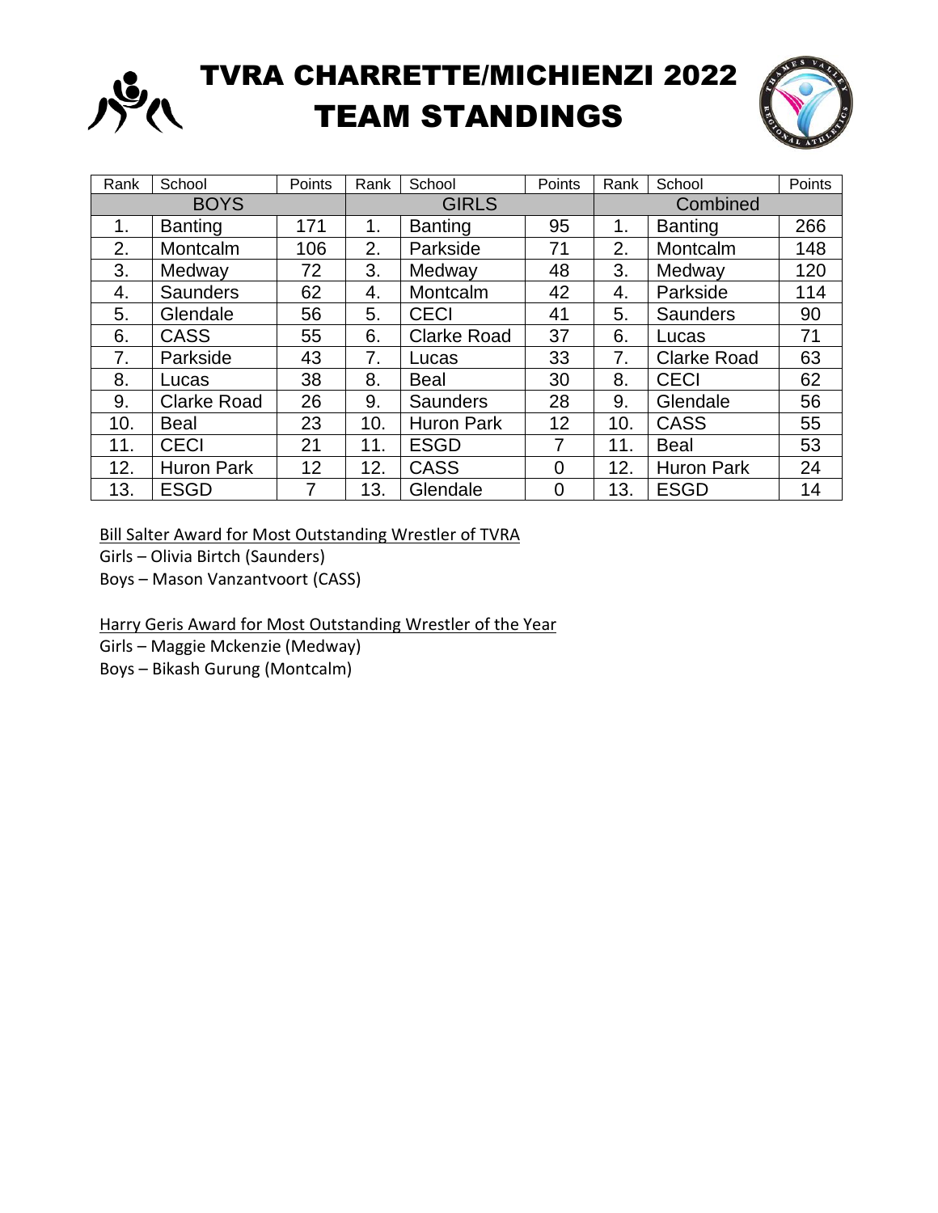# TVRA CHARRETTE/MICHIENZI 2022 TEAM STANDINGS

| Rank | School | Points | Rank | School | Points | Rank | School | Points |
|---|---|---|---|---|---|---|---|---|
| BOYS | | | GIRLS | | | Combined | | |
| 1. | Banting | 171 | 1. | Banting | 95 | 1. | Banting | 266 |
| 2. | Montcalm | 106 | 2. | Parkside | 71 | 2. | Montcalm | 148 |
| 3. | Medway | 72 | 3. | Medway | 48 | 3. | Medway | 120 |
| 4. | Saunders | 62 | 4. | Montcalm | 42 | 4. | Parkside | 114 |
| 5. | Glendale | 56 | 5. | CECI | 41 | 5. | Saunders | 90 |
| 6. | CASS | 55 | 6. | Clarke Road | 37 | 6. | Lucas | 71 |
| 7. | Parkside | 43 | 7. | Lucas | 33 | 7. | Clarke Road | 63 |
| 8. | Lucas | 38 | 8. | Beal | 30 | 8. | CECI | 62 |
| 9. | Clarke Road | 26 | 9. | Saunders | 28 | 9. | Glendale | 56 |
| 10. | Beal | 23 | 10. | Huron Park | 12 | 10. | CASS | 55 |
| 11. | CECI | 21 | 11. | ESGD | 7 | 11. | Beal | 53 |
| 12. | Huron Park | 12 | 12. | CASS | 0 | 12. | Huron Park | 24 |
| 13. | ESGD | 7 | 13. | Glendale | 0 | 13. | ESGD | 14 |

Bill Salter Award for Most Outstanding Wrestler of TVRA

Girls – Olivia Birtch (Saunders)

Boys – Mason Vanzantvoort (CASS)

Harry Geris Award for Most Outstanding Wrestler of the Year

Girls – Maggie Mckenzie (Medway)

Boys – Bikash Gurung (Montcalm)